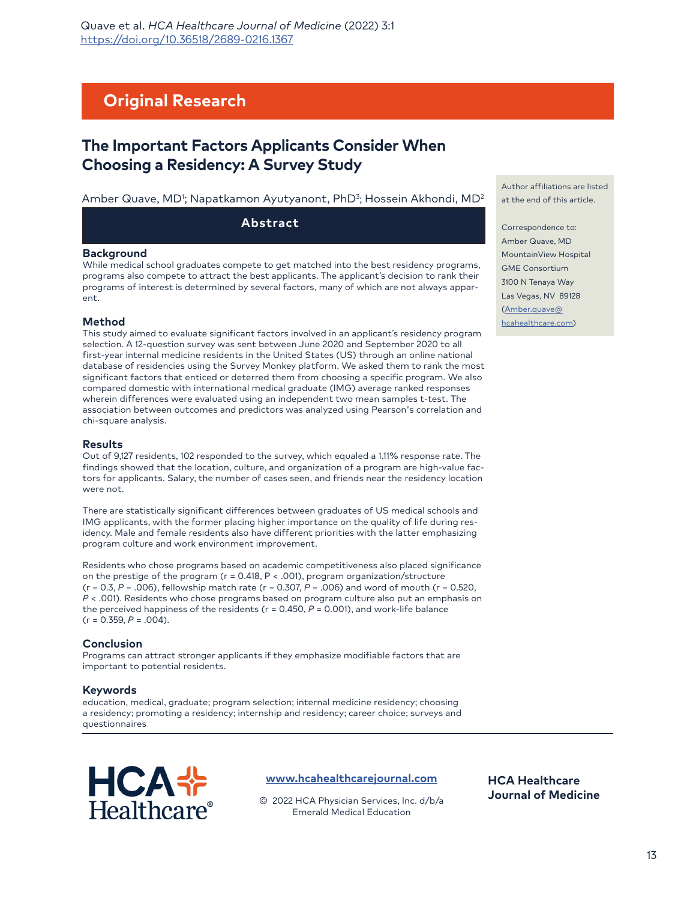Original Research

# The Important Factors Applicants Consider When Choosing a Residency: A Survey Study

Amber Quave, MD[1]; Napatkamon Ayutyanont, PhD[3]; Hossein Akhondi, MD[2]

Author affiliations are listed at the end of this article.

Correspondence to:
Amber Quave, MD
MountainView Hospital
GME Consortium
3100 N Tenaya Way
Las Vegas, NV 89128
(Amber.quave@hcahealthcare.com)

## Abstract

### Background

While medical school graduates compete to get matched into the best residency programs, programs also compete to attract the best applicants. The applicant's decision to rank their programs of interest is determined by several factors, many of which are not always apparent.

### Method

This study aimed to evaluate significant factors involved in an applicant's residency program selection. A 12-question survey was sent between June 2020 and September 2020 to all first-year internal medicine residents in the United States (US) through an online national database of residencies using the Survey Monkey platform. We asked them to rank the most significant factors that enticed or deterred them from choosing a specific program. We also compared domestic with international medical graduate (IMG) average ranked responses wherein differences were evaluated using an independent two mean samples t-test. The association between outcomes and predictors was analyzed using Pearson's correlation and chi-square analysis.

### Results

Out of 9,127 residents, 102 responded to the survey, which equaled a 1.11% response rate. The findings showed that the location, culture, and organization of a program are high-value factors for applicants. Salary, the number of cases seen, and friends near the residency location were not.

There are statistically significant differences between graduates of US medical schools and IMG applicants, with the former placing higher importance on the quality of life during residency. Male and female residents also have different priorities with the latter emphasizing program culture and work environment improvement.

Residents who chose programs based on academic competitiveness also placed significance on the prestige of the program ($r = 0.418$, $P < .001$), program organization/structure ($r = 0.3$, $P = .006$), fellowship match rate ($r = 0.307$, $P = .006$) and word of mouth ($r = 0.520$, $P < .001$). Residents who chose programs based on program culture also put an emphasis on the perceived happiness of the residents ($r = 0.450$, $P = 0.001$), and work-life balance ($r = 0.359$, $P = .004$).

### Conclusion

Programs can attract stronger applicants if they emphasize modifiable factors that are important to potential residents.

### Keywords

education, medical, graduate; program selection; internal medicine residency; choosing a residency; promoting a residency; internship and residency; career choice; surveys and questionnaires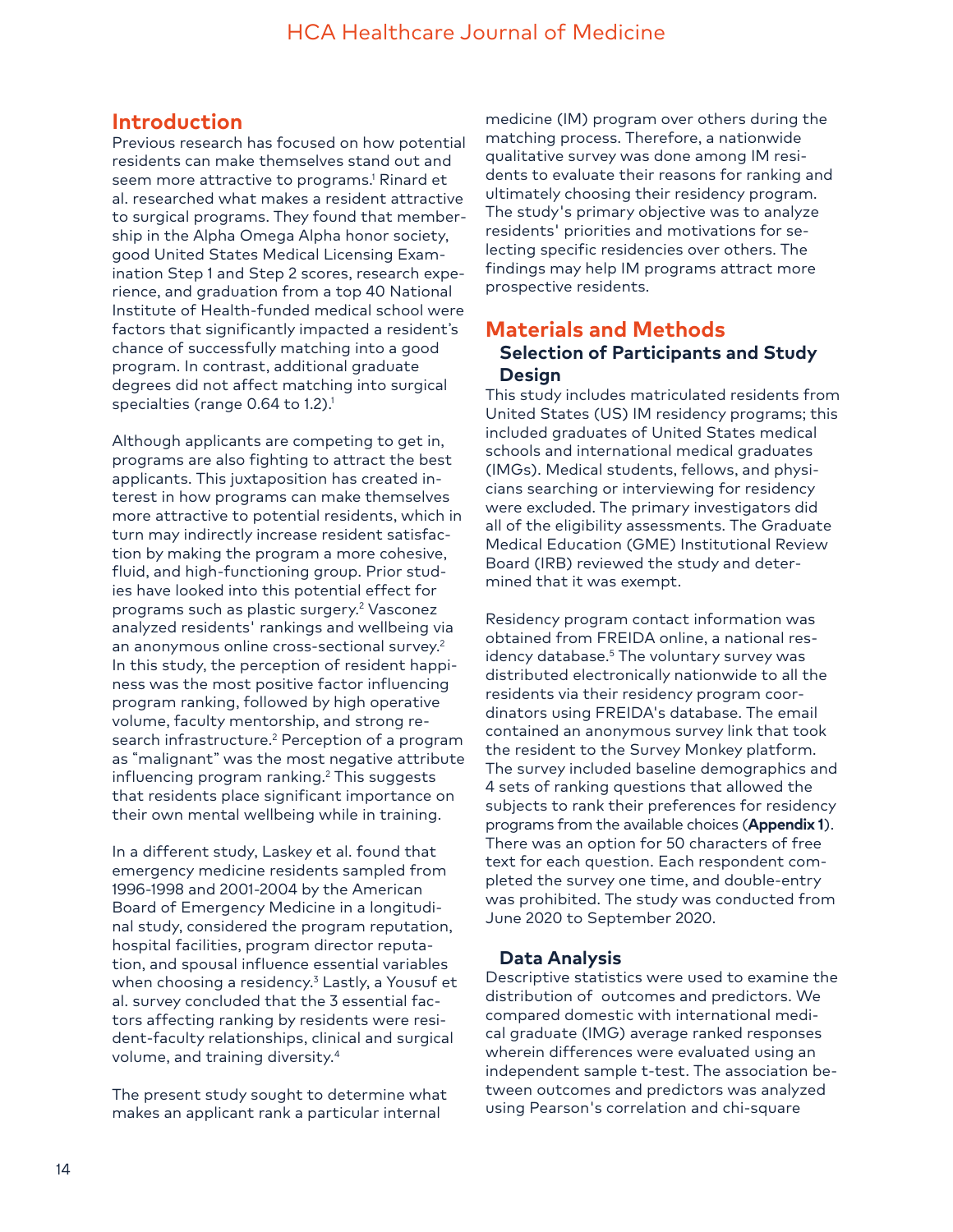## Introduction

Previous research has focused on how potential residents can make themselves stand out and seem more attractive to programs.[1] Rinard et al. researched what makes a resident attractive to surgical programs. They found that membership in the Alpha Omega Alpha honor society, good United States Medical Licensing Examination Step 1 and Step 2 scores, research experience, and graduation from a top 40 National Institute of Health-funded medical school were factors that significantly impacted a resident's chance of successfully matching into a good program. In contrast, additional graduate degrees did not affect matching into surgical specialties (range 0.64 to 1.2).[1]

Although applicants are competing to get in, programs are also fighting to attract the best applicants. This juxtaposition has created interest in how programs can make themselves more attractive to potential residents, which in turn may indirectly increase resident satisfaction by making the program a more cohesive, fluid, and high-functioning group. Prior studies have looked into this potential effect for programs such as plastic surgery.[2] Vasconez analyzed residents' rankings and wellbeing via an anonymous online cross-sectional survey.[2] In this study, the perception of resident happiness was the most positive factor influencing program ranking, followed by high operative volume, faculty mentorship, and strong research infrastructure.[2] Perception of a program as "malignant" was the most negative attribute influencing program ranking.[2] This suggests that residents place significant importance on their own mental wellbeing while in training.

In a different study, Laskey et al. found that emergency medicine residents sampled from 1996-1998 and 2001-2004 by the American Board of Emergency Medicine in a longitudinal study, considered the program reputation, hospital facilities, program director reputation, and spousal influence essential variables when choosing a residency.[3] Lastly, a Yousuf et al. survey concluded that the 3 essential factors affecting ranking by residents were resident-faculty relationships, clinical and surgical volume, and training diversity.[4]

The present study sought to determine what makes an applicant rank a particular internal medicine (IM) program over others during the matching process. Therefore, a nationwide qualitative survey was done among IM residents to evaluate their reasons for ranking and ultimately choosing their residency program. The study's primary objective was to analyze residents' priorities and motivations for selecting specific residencies over others. The findings may help IM programs attract more prospective residents.

## Materials and Methods

### Selection of Participants and Study Design

This study includes matriculated residents from United States (US) IM residency programs; this included graduates of United States medical schools and international medical graduates (IMGs). Medical students, fellows, and physicians searching or interviewing for residency were excluded. The primary investigators did all of the eligibility assessments. The Graduate Medical Education (GME) Institutional Review Board (IRB) reviewed the study and determined that it was exempt.

Residency program contact information was obtained from FREIDA online, a national residency database.[5] The voluntary survey was distributed electronically nationwide to all the residents via their residency program coordinators using FREIDA's database. The email contained an anonymous survey link that took the resident to the Survey Monkey platform. The survey included baseline demographics and 4 sets of ranking questions that allowed the subjects to rank their preferences for residency programs from the available choices (**Appendix 1**). There was an option for 50 characters of free text for each question. Each respondent completed the survey one time, and double-entry was prohibited. The study was conducted from June 2020 to September 2020.

### Data Analysis

Descriptive statistics were used to examine the distribution of outcomes and predictors. We compared domestic with international medical graduate (IMG) average ranked responses wherein differences were evaluated using an independent sample t-test. The association between outcomes and predictors was analyzed using Pearson's correlation and chi-square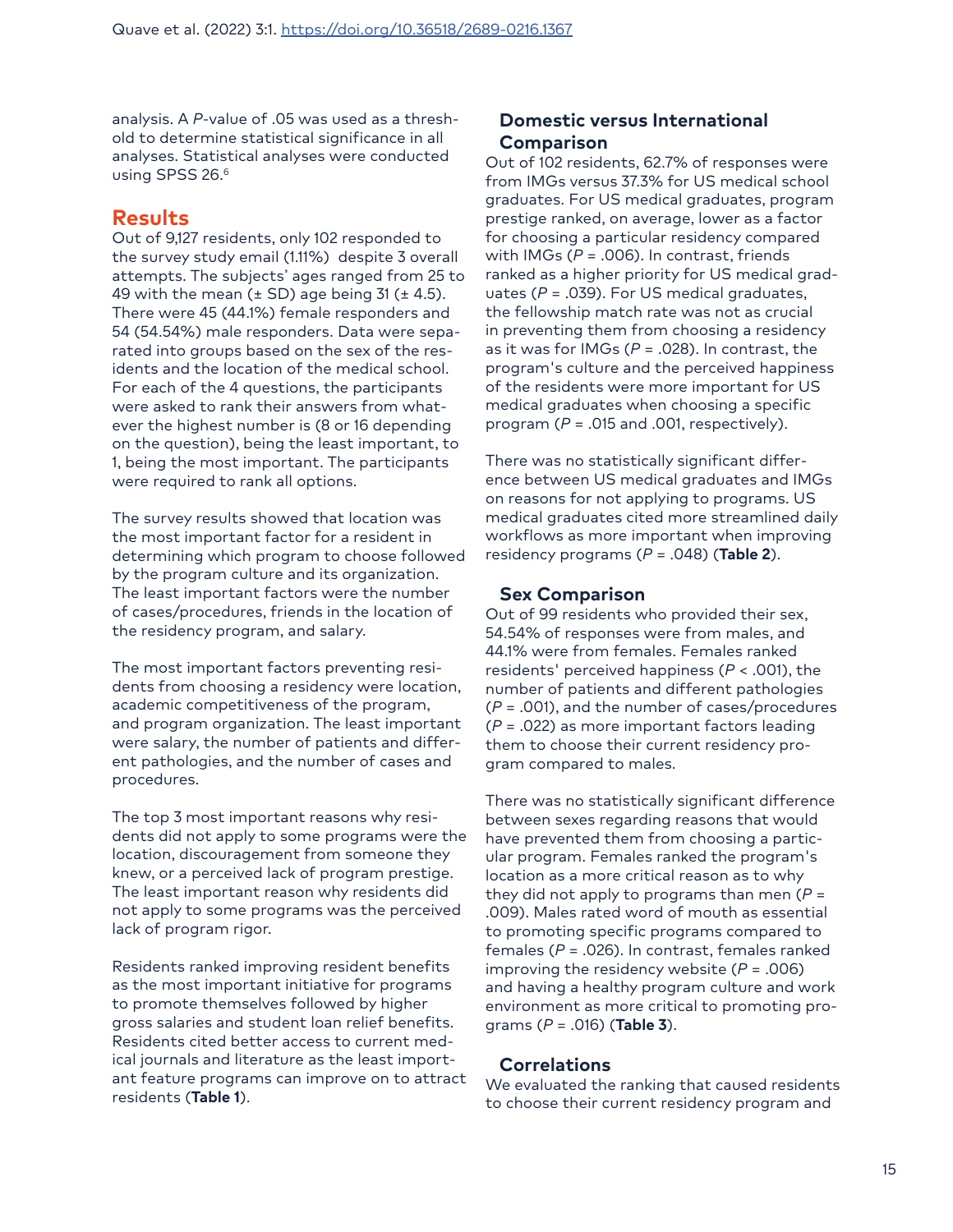analysis. A *P*-value of .05 was used as a threshold to determine statistical significance in all analyses. Statistical analyses were conducted using SPSS 26.[6]

## Results

Out of 9,127 residents, only 102 responded to the survey study email (1.11%) despite 3 overall attempts. The subjects' ages ranged from 25 to 49 with the mean (± SD) age being 31 (± 4.5). There were 45 (44.1%) female responders and 54 (54.54%) male responders. Data were separated into groups based on the sex of the residents and the location of the medical school. For each of the 4 questions, the participants were asked to rank their answers from whatever the highest number is (8 or 16 depending on the question), being the least important, to 1, being the most important. The participants were required to rank all options.

The survey results showed that location was the most important factor for a resident in determining which program to choose followed by the program culture and its organization. The least important factors were the number of cases/procedures, friends in the location of the residency program, and salary.

The most important factors preventing residents from choosing a residency were location, academic competitiveness of the program, and program organization. The least important were salary, the number of patients and different pathologies, and the number of cases and procedures.

The top 3 most important reasons why residents did not apply to some programs were the location, discouragement from someone they knew, or a perceived lack of program prestige. The least important reason why residents did not apply to some programs was the perceived lack of program rigor.

Residents ranked improving resident benefits as the most important initiative for programs to promote themselves followed by higher gross salaries and student loan relief benefits. Residents cited better access to current medical journals and literature as the least important feature programs can improve on to attract residents (**Table 1**).

### Domestic versus International Comparison

Out of 102 residents, 62.7% of responses were from IMGs versus 37.3% for US medical school graduates. For US medical graduates, program prestige ranked, on average, lower as a factor for choosing a particular residency compared with IMGs (*P* = .006). In contrast, friends ranked as a higher priority for US medical graduates (*P* = .039). For US medical graduates, the fellowship match rate was not as crucial in preventing them from choosing a residency as it was for IMGs (*P* = .028). In contrast, the program's culture and the perceived happiness of the residents were more important for US medical graduates when choosing a specific program (*P* = .015 and .001, respectively).

There was no statistically significant difference between US medical graduates and IMGs on reasons for not applying to programs. US medical graduates cited more streamlined daily workflows as more important when improving residency programs (*P* = .048) (**Table 2**).

### Sex Comparison

Out of 99 residents who provided their sex, 54.54% of responses were from males, and 44.1% were from females. Females ranked residents' perceived happiness (*P* < .001), the number of patients and different pathologies (*P* = .001), and the number of cases/procedures (*P* = .022) as more important factors leading them to choose their current residency program compared to males.

There was no statistically significant difference between sexes regarding reasons that would have prevented them from choosing a particular program. Females ranked the program's location as a more critical reason as to why they did not apply to programs than men (*P* = .009). Males rated word of mouth as essential to promoting specific programs compared to females (*P* = .026). In contrast, females ranked improving the residency website (*P* = .006) and having a healthy program culture and work environment as more critical to promoting programs (*P* = .016) (**Table 3**).

### Correlations

We evaluated the ranking that caused residents to choose their current residency program and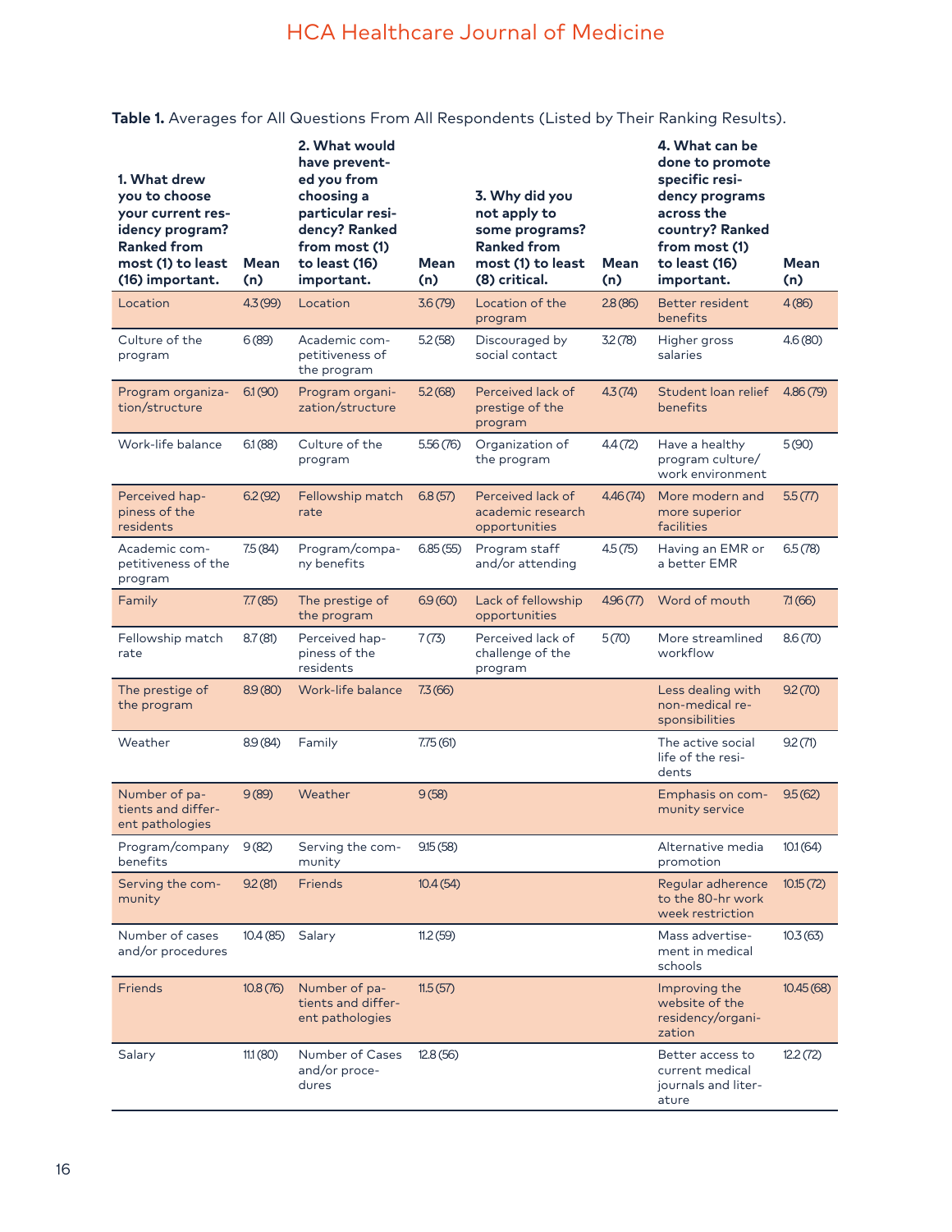**Table 1.** Averages for All Questions From All Respondents (Listed by Their Ranking Results).

| 1. What drew you to choose your current residency program? Ranked from most (1) to least (16) important. | Mean (n) | 2. What would have prevented you from choosing a particular residency? Ranked from most (1) to least (16) important. | Mean (n) | 3. Why did you not apply to some programs? Ranked from most (1) to least (8) critical. | Mean (n) | 4. What can be done to promote specific residency programs across the country? Ranked from most (1) to least (16) important. | Mean (n) |
|---|---|---|---|---|---|---|---|
| Location | 4.3 (99) | Location | 3.6 (79) | Location of the program | 2.8 (86) | Better resident benefits | 4 (86) |
| Culture of the program | 6 (89) | Academic competitiveness of the program | 5.2 (58) | Discouraged by social contact | 3.2 (78) | Higher gross salaries | 4.6 (80) |
| Program organization/structure | 6.1 (90) | Program organization/structure | 5.2 (68) | Perceived lack of prestige of the program | 4.3 (74) | Student loan relief benefits | 4.86 (79) |
| Work-life balance | 6.1 (88) | Culture of the program | 5.56 (76) | Organization of the program | 4.4 (72) | Have a healthy program culture/work environment | 5 (90) |
| Perceived happiness of the residents | 6.2 (92) | Fellowship match rate | 6.8 (57) | Perceived lack of academic research opportunities | 4.46 (74) | More modern and more superior facilities | 5.5 (77) |
| Academic competitiveness of the program | 7.5 (84) | Program/company benefits | 6.85 (55) | Program staff and/or attending | 4.5 (75) | Having an EMR or a better EMR | 6.5 (78) |
| Family | 7.7 (85) | The prestige of the program | 6.9 (60) | Lack of fellowship opportunities | 4.96 (77) | Word of mouth | 7.1 (66) |
| Fellowship match rate | 8.7 (81) | Perceived happiness of the residents | 7 (73) | Perceived lack of challenge of the program | 5 (70) | More streamlined workflow | 8.6 (70) |
| The prestige of the program | 8.9 (80) | Work-life balance | 7.3 (66) | | | Less dealing with non-medical responsibilities | 9.2 (70) |
| Weather | 8.9 (84) | Family | 7.75 (61) | | | The active social life of the residents | 9.2 (71) |
| Number of patients and different pathologies | 9 (89) | Weather | 9 (58) | | | Emphasis on community service | 9.5 (62) |
| Program/company benefits | 9 (82) | Serving the community | 9.15 (58) | | | Alternative media promotion | 10.1 (64) |
| Serving the community | 9.2 (81) | Friends | 10.4 (54) | | | Regular adherence to the 80-hr work week restriction | 10.15 (72) |
| Number of cases and/or procedures | 10.4 (85) | Salary | 11.2 (59) | | | Mass advertisement in medical schools | 10.3 (63) |
| Friends | 10.8 (76) | Number of patients and different pathologies | 11.5 (57) | | | Improving the website of the residency/organization | 10.45 (68) |
| Salary | 11.1 (80) | Number of Cases and/or procedures | 12.8 (56) | | | Better access to current medical journals and literature | 12.2 (72) |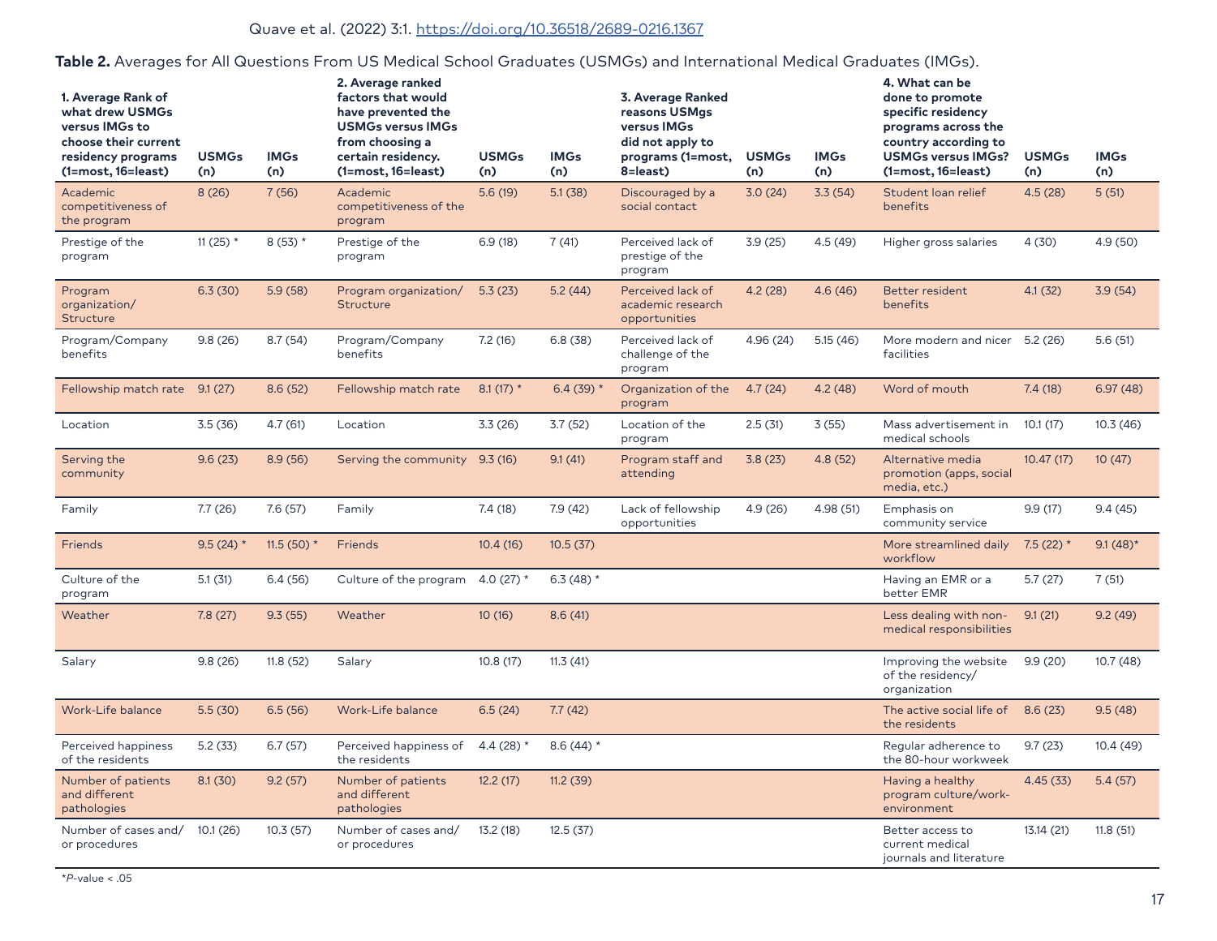**Table 2.** Averages for All Questions From US Medical School Graduates (USMGs) and International Medical Graduates (IMGs).

| 1. Average Rank of what drew USMGs versus IMGs to choose their current residency programs (1=most, 16=least) | USMGs (n) | IMGs (n) | 2. Average ranked factors that would have prevented the USMGs versus IMGs from choosing a certain residency. (1=most, 16=least) | USMGs (n) | IMGs (n) | 3. Average Ranked reasons USMgs versus IMGs did not apply to programs (1=most, 8=least) | USMGs (n) | IMGs (n) | 4. What can be done to promote specific residency programs across the country according to USMGs versus IMGs? (1=most, 16=least) | USMGs (n) | IMGs (n) |
|---|---|---|---|---|---|---|---|---|---|---|---|
| Academic competitiveness of the program | 8 (26) | 7 (56) | Academic competitiveness of the program | 5.6 (19) | 5.1 (38) | Discouraged by a social contact | 3.0 (24) | 3.3 (54) | Student loan relief benefits | 4.5 (28) | 5 (51) |
| Prestige of the program | 11 (25) * | 8 (53) * | Prestige of the program | 6.9 (18) | 7 (41) | Perceived lack of prestige of the program | 3.9 (25) | 4.5 (49) | Higher gross salaries | 4 (30) | 4.9 (50) |
| Program organization/ Structure | 6.3 (30) | 5.9 (58) | Program organization/ Structure | 5.3 (23) | 5.2 (44) | Perceived lack of academic research opportunities | 4.2 (28) | 4.6 (46) | Better resident benefits | 4.1 (32) | 3.9 (54) |
| Program/Company benefits | 9.8 (26) | 8.7 (54) | Program/Company benefits | 7.2 (16) | 6.8 (38) | Perceived lack of challenge of the program | 4.96 (24) | 5.15 (46) | More modern and nicer facilities | 5.2 (26) | 5.6 (51) |
| Fellowship match rate | 9.1 (27) | 8.6 (52) | Fellowship match rate | 8.1 (17) * | 6.4 (39) * | Organization of the program | 4.7 (24) | 4.2 (48) | Word of mouth | 7.4 (18) | 6.97 (48) |
| Location | 3.5 (36) | 4.7 (61) | Location | 3.3 (26) | 3.7 (52) | Location of the program | 2.5 (31) | 3 (55) | Mass advertisement in medical schools | 10.1 (17) | 10.3 (46) |
| Serving the community | 9.6 (23) | 8.9 (56) | Serving the community | 9.3 (16) | 9.1 (41) | Program staff and attending | 3.8 (23) | 4.8 (52) | Alternative media promotion (apps, social media, etc.) | 10.47 (17) | 10 (47) |
| Family | 7.7 (26) | 7.6 (57) | Family | 7.4 (18) | 7.9 (42) | Lack of fellowship opportunities | 4.9 (26) | 4.98 (51) | Emphasis on community service | 9.9 (17) | 9.4 (45) |
| Friends | 9.5 (24) * | 11.5 (50) * | Friends | 10.4 (16) | 10.5 (37) | | | | More streamlined daily workflow | 7.5 (22) * | 9.1 (48)* |
| Culture of the program | 5.1 (31) | 6.4 (56) | Culture of the program | 4.0 (27) * | 6.3 (48) * | | | | Having an EMR or a better EMR | 5.7 (27) | 7 (51) |
| Weather | 7.8 (27) | 9.3 (55) | Weather | 10 (16) | 8.6 (41) | | | | Less dealing with non-medical responsibilities | 9.1 (21) | 9.2 (49) |
| Salary | 9.8 (26) | 11.8 (52) | Salary | 10.8 (17) | 11.3 (41) | | | | Improving the website of the residency/ organization | 9.9 (20) | 10.7 (48) |
| Work-Life balance | 5.5 (30) | 6.5 (56) | Work-Life balance | 6.5 (24) | 7.7 (42) | | | | The active social life of the residents | 8.6 (23) | 9.5 (48) |
| Perceived happiness of the residents | 5.2 (33) | 6.7 (57) | Perceived happiness of the residents | 4.4 (28) * | 8.6 (44) * | | | | Regular adherence to the 80-hour workweek | 9.7 (23) | 10.4 (49) |
| Number of patients and different pathologies | 8.1 (30) | 9.2 (57) | Number of patients and different pathologies | 12.2 (17) | 11.2 (39) | | | | Having a healthy program culture/work-environment | 4.45 (33) | 5.4 (57) |
| Number of cases and/ or procedures | 10.1 (26) | 10.3 (57) | Number of cases and/ or procedures | 13.2 (18) | 12.5 (37) | | | | Better access to current medical journals and literature | 13.14 (21) | 11.8 (51) |

*$P$-value < .05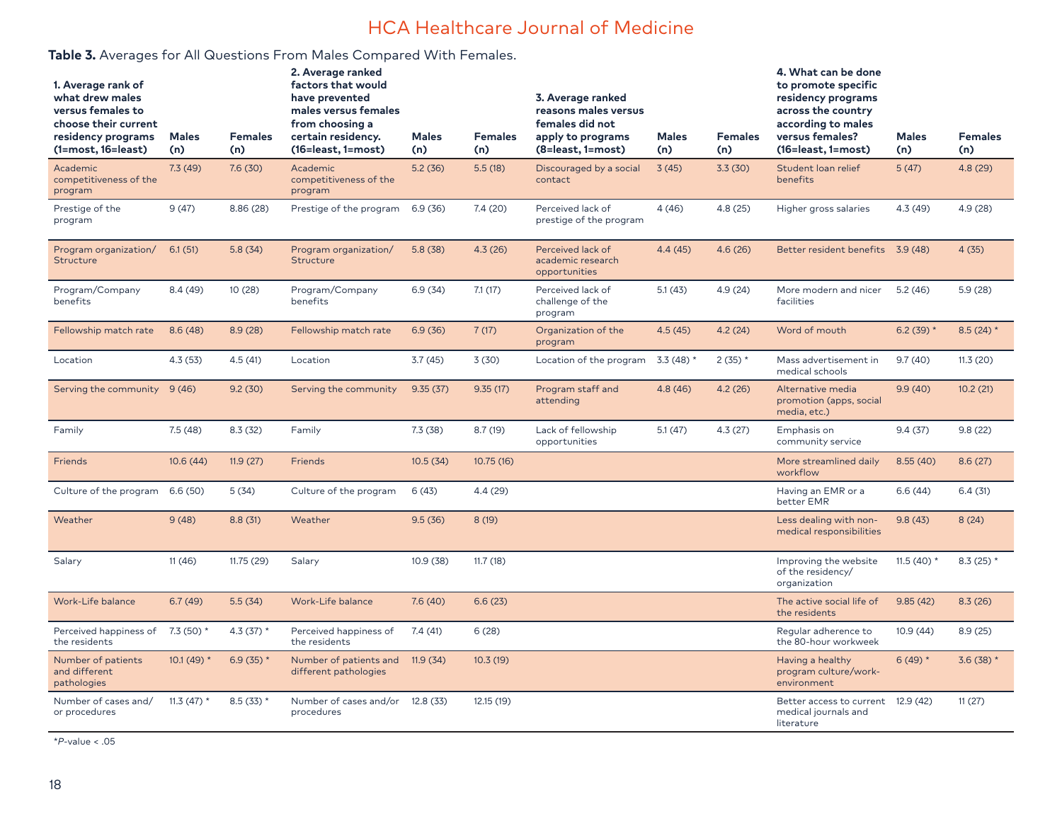**Table 3.** Averages for All Questions From Males Compared With Females.

| 1. Average rank of what drew males versus females to choose their current residency programs (1=most, 16=least) | Males (n) | Females (n) | 2. Average ranked factors that would have prevented males versus females from choosing a certain residency. (16=least, 1=most) | Males (n) | Females (n) | 3. Average ranked reasons males versus females did not apply to programs (8=least, 1=most) | Males (n) | Females (n) | 4. What can be done to promote specific residency programs across the country according to males versus females? (16=least, 1=most) | Males (n) | Females (n) |
|---|---|---|---|---|---|---|---|---|---|---|---|
| Academic competitiveness of the program | 7.3 (49) | 7.6 (30) | Academic competitiveness of the program | 5.2 (36) | 5.5 (18) | Discouraged by a social contact | 3 (45) | 3.3 (30) | Student loan relief benefits | 5 (47) | 4.8 (29) |
| Prestige of the program | 9 (47) | 8.86 (28) | Prestige of the program | 6.9 (36) | 7.4 (20) | Perceived lack of prestige of the program | 4 (46) | 4.8 (25) | Higher gross salaries | 4.3 (49) | 4.9 (28) |
| Program organization/ Structure | 6.1 (51) | 5.8 (34) | Program organization/ Structure | 5.8 (38) | 4.3 (26) | Perceived lack of academic research opportunities | 4.4 (45) | 4.6 (26) | Better resident benefits | 3.9 (48) | 4 (35) |
| Program/Company benefits | 8.4 (49) | 10 (28) | Program/Company benefits | 6.9 (34) | 7.1 (17) | Perceived lack of challenge of the program | 5.1 (43) | 4.9 (24) | More modern and nicer facilities | 5.2 (46) | 5.9 (28) |
| Fellowship match rate | 8.6 (48) | 8.9 (28) | Fellowship match rate | 6.9 (36) | 7 (17) | Organization of the program | 4.5 (45) | 4.2 (24) | Word of mouth | 6.2 (39) * | 8.5 (24) * |
| Location | 4.3 (53) | 4.5 (41) | Location | 3.7 (45) | 3 (30) | Location of the program | 3.3 (48) * | 2 (35) * | Mass advertisement in medical schools | 9.7 (40) | 11.3 (20) |
| Serving the community | 9 (46) | 9.2 (30) | Serving the community | 9.35 (37) | 9.35 (17) | Program staff and attending | 4.8 (46) | 4.2 (26) | Alternative media promotion (apps, social media, etc.) | 9.9 (40) | 10.2 (21) |
| Family | 7.5 (48) | 8.3 (32) | Family | 7.3 (38) | 8.7 (19) | Lack of fellowship opportunities | 5.1 (47) | 4.3 (27) | Emphasis on community service | 9.4 (37) | 9.8 (22) |
| Friends | 10.6 (44) | 11.9 (27) | Friends | 10.5 (34) | 10.75 (16) | | | | More streamlined daily workflow | 8.55 (40) | 8.6 (27) |
| Culture of the program | 6.6 (50) | 5 (34) | Culture of the program | 6 (43) | 4.4 (29) | | | | Having an EMR or a better EMR | 6.6 (44) | 6.4 (31) |
| Weather | 9 (48) | 8.8 (31) | Weather | 9.5 (36) | 8 (19) | | | | Less dealing with non-medical responsibilities | 9.8 (43) | 8 (24) |
| Salary | 11 (46) | 11.75 (29) | Salary | 10.9 (38) | 11.7 (18) | | | | Improving the website of the residency/ organization | 11.5 (40) * | 8.3 (25) * |
| Work-Life balance | 6.7 (49) | 5.5 (34) | Work-Life balance | 7.6 (40) | 6.6 (23) | | | | The active social life of the residents | 9.85 (42) | 8.3 (26) |
| Perceived happiness of the residents | 7.3 (50) * | 4.3 (37) * | Perceived happiness of the residents | 7.4 (41) | 6 (28) | | | | Regular adherence to the 80-hour workweek | 10.9 (44) | 8.9 (25) |
| Number of patients and different pathologies | 10.1 (49) * | 6.9 (35) * | Number of patients and different pathologies | 11.9 (34) | 10.3 (19) | | | | Having a healthy program culture/work-environment | 6 (49) * | 3.6 (38) * |
| Number of cases and/ or procedures | 11.3 (47) * | 8.5 (33) * | Number of cases and/or procedures | 12.8 (33) | 12.15 (19) | | | | Better access to current medical journals and literature | 12.9 (42) | 11 (27) |

**P*-value < .05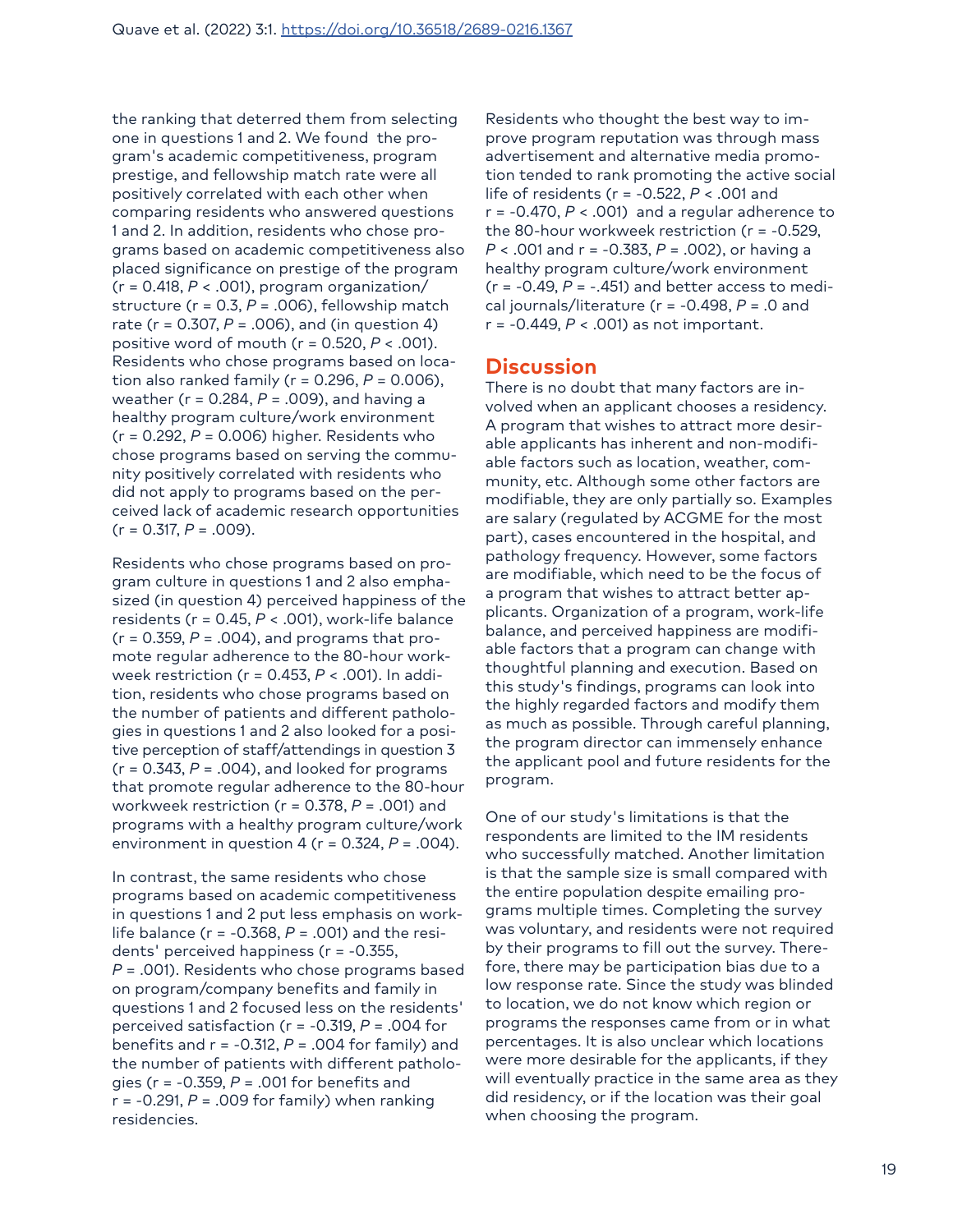the ranking that deterred them from selecting one in questions 1 and 2. We found the program's academic competitiveness, program prestige, and fellowship match rate were all positively correlated with each other when comparing residents who answered questions 1 and 2. In addition, residents who chose programs based on academic competitiveness also placed significance on prestige of the program ($r = 0.418$, $P < .001$), program organization/structure ($r = 0.3$, $P = .006$), fellowship match rate ($r = 0.307$, $P = .006$), and (in question 4) positive word of mouth ($r = 0.520$, $P < .001$). Residents who chose programs based on location also ranked family ($r = 0.296$, $P = 0.006$), weather ($r = 0.284$, $P = .009$), and having a healthy program culture/work environment ($r = 0.292$, $P = 0.006$) higher. Residents who chose programs based on serving the community positively correlated with residents who did not apply to programs based on the perceived lack of academic research opportunities ($r = 0.317$, $P = .009$).

Residents who chose programs based on program culture in questions 1 and 2 also emphasized (in question 4) perceived happiness of the residents ($r = 0.45$, $P < .001$), work-life balance ($r = 0.359$, $P = .004$), and programs that promote regular adherence to the 80-hour work-week restriction ($r = 0.453$, $P < .001$). In addition, residents who chose programs based on the number of patients and different pathologies in questions 1 and 2 also looked for a positive perception of staff/attendings in question 3 ($r = 0.343$, $P = .004$), and looked for programs that promote regular adherence to the 80-hour workweek restriction ($r = 0.378$, $P = .001$) and programs with a healthy program culture/work environment in question 4 ($r = 0.324$, $P = .004$).

In contrast, the same residents who chose programs based on academic competitiveness in questions 1 and 2 put less emphasis on work-life balance ($r = -0.368$, $P = .001$) and the residents' perceived happiness ($r = -0.355$, $P = .001$). Residents who chose programs based on program/company benefits and family in questions 1 and 2 focused less on the residents' perceived satisfaction ($r = -0.319$, $P = .004$ for benefits and $r = -0.312$, $P = .004$ for family) and the number of patients with different pathologies ($r = -0.359$, $P = .001$ for benefits and $r = -0.291$, $P = .009$ for family) when ranking residencies.

Residents who thought the best way to improve program reputation was through mass advertisement and alternative media promotion tended to rank promoting the active social life of residents ($r = -0.522$, $P < .001$ and $r = -0.470$, $P < .001$) and a regular adherence to the 80-hour workweek restriction ($r = -0.529$, $P < .001$ and $r = -0.383$, $P = .002$), or having a healthy program culture/work environment ($r = -0.49$, $P = -.451$) and better access to medical journals/literature ($r = -0.498$, $P = .0$ and $r = -0.449$, $P < .001$) as not important.

## Discussion

There is no doubt that many factors are involved when an applicant chooses a residency. A program that wishes to attract more desirable applicants has inherent and non-modifiable factors such as location, weather, community, etc. Although some other factors are modifiable, they are only partially so. Examples are salary (regulated by ACGME for the most part), cases encountered in the hospital, and pathology frequency. However, some factors are modifiable, which need to be the focus of a program that wishes to attract better applicants. Organization of a program, work-life balance, and perceived happiness are modifiable factors that a program can change with thoughtful planning and execution. Based on this study's findings, programs can look into the highly regarded factors and modify them as much as possible. Through careful planning, the program director can immensely enhance the applicant pool and future residents for the program.

One of our study's limitations is that the respondents are limited to the IM residents who successfully matched. Another limitation is that the sample size is small compared with the entire population despite emailing programs multiple times. Completing the survey was voluntary, and residents were not required by their programs to fill out the survey. Therefore, there may be participation bias due to a low response rate. Since the study was blinded to location, we do not know which region or programs the responses came from or in what percentages. It is also unclear which locations were more desirable for the applicants, if they will eventually practice in the same area as they did residency, or if the location was their goal when choosing the program.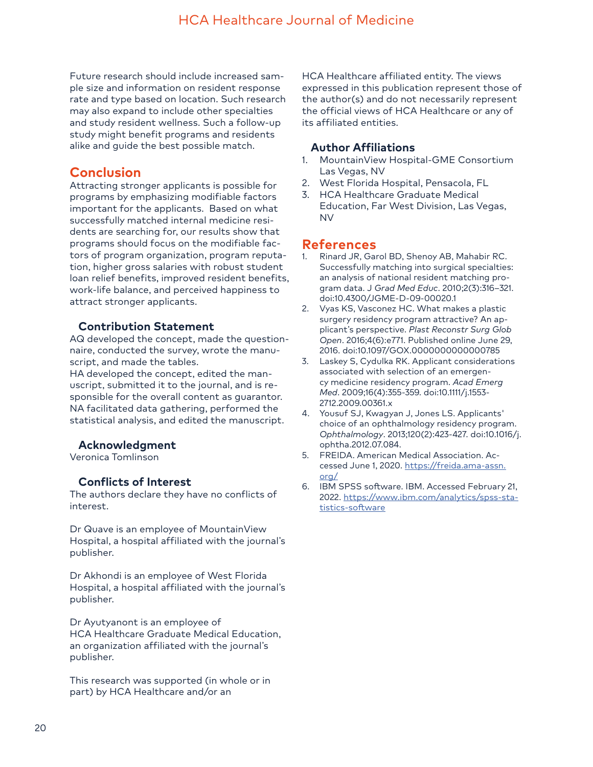Future research should include increased sample size and information on resident response rate and type based on location. Such research may also expand to include other specialties and study resident wellness. Such a follow-up study might benefit programs and residents alike and guide the best possible match.

## Conclusion

Attracting stronger applicants is possible for programs by emphasizing modifiable factors important for the applicants. Based on what successfully matched internal medicine residents are searching for, our results show that programs should focus on the modifiable factors of program organization, program reputation, higher gross salaries with robust student loan relief benefits, improved resident benefits, work-life balance, and perceived happiness to attract stronger applicants.

### Contribution Statement

AQ developed the concept, made the questionnaire, conducted the survey, wrote the manuscript, and made the tables.
HA developed the concept, edited the manuscript, submitted it to the journal, and is responsible for the overall content as guarantor.
NA facilitated data gathering, performed the statistical analysis, and edited the manuscript.

### Acknowledgment

Veronica Tomlinson

### Conflicts of Interest

The authors declare they have no conflicts of interest.

Dr Quave is an employee of MountainView Hospital, a hospital affiliated with the journal's publisher.

Dr Akhondi is an employee of West Florida Hospital, a hospital affiliated with the journal's publisher.

Dr Ayutyanont is an employee of HCA Healthcare Graduate Medical Education, an organization affiliated with the journal's publisher.

This research was supported (in whole or in part) by HCA Healthcare and/or an HCA Healthcare affiliated entity. The views expressed in this publication represent those of the author(s) and do not necessarily represent the official views of HCA Healthcare or any of its affiliated entities.

### Author Affiliations

1. MountainView Hospital-GME Consortium Las Vegas, NV
2. West Florida Hospital, Pensacola, FL
3. HCA Healthcare Graduate Medical Education, Far West Division, Las Vegas, NV

## References

1. Rinard JR, Garol BD, Shenoy AB, Mahabir RC. Successfully matching into surgical specialties: an analysis of national resident matching program data. *J Grad Med Educ*. 2010;2(3):316–321. doi:10.4300/JGME-D-09-00020.1
2. Vyas KS, Vasconez HC. What makes a plastic surgery residency program attractive? An applicant's perspective. *Plast Reconstr Surg Glob Open*. 2016;4(6):e771. Published online June 29, 2016. doi:10.1097/GOX.0000000000000785
3. Laskey S, Cydulka RK. Applicant considerations associated with selection of an emergency medicine residency program. *Acad Emerg Med*. 2009;16(4):355-359. doi:10.1111/j.1553-2712.2009.00361.x
4. Yousuf SJ, Kwagyan J, Jones LS. Applicants' choice of an ophthalmology residency program. *Ophthalmology*. 2013;120(2):423-427. doi:10.1016/j.ophtha.2012.07.084.
5. FREIDA. American Medical Association. Accessed June 1, 2020. https://freida.ama-assn.org/
6. IBM SPSS software. IBM. Accessed February 21, 2022. https://www.ibm.com/analytics/spss-statistics-software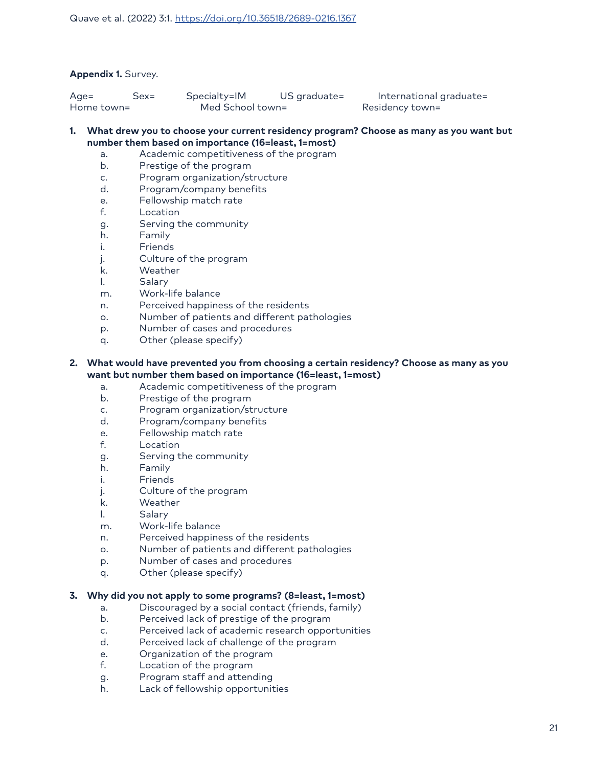**Appendix 1.** Survey.

Age= Sex= Specialty=IM US graduate= International graduate=
Home town= Med School town= Residency town=

1. **What drew you to choose your current residency program? Choose as many as you want but number them based on importance (16=least, 1=most)**
   a. Academic competitiveness of the program
   b. Prestige of the program
   c. Program organization/structure
   d. Program/company benefits
   e. Fellowship match rate
   f. Location
   g. Serving the community
   h. Family
   i. Friends
   j. Culture of the program
   k. Weather
   l. Salary
   m. Work-life balance
   n. Perceived happiness of the residents
   o. Number of patients and different pathologies
   p. Number of cases and procedures
   q. Other (please specify)

2. **What would have prevented you from choosing a certain residency? Choose as many as you want but number them based on importance (16=least, 1=most)**
   a. Academic competitiveness of the program
   b. Prestige of the program
   c. Program organization/structure
   d. Program/company benefits
   e. Fellowship match rate
   f. Location
   g. Serving the community
   h. Family
   i. Friends
   j. Culture of the program
   k. Weather
   l. Salary
   m. Work-life balance
   n. Perceived happiness of the residents
   o. Number of patients and different pathologies
   p. Number of cases and procedures
   q. Other (please specify)

3. **Why did you not apply to some programs? (8=least, 1=most)**
   a. Discouraged by a social contact (friends, family)
   b. Perceived lack of prestige of the program
   c. Perceived lack of academic research opportunities
   d. Perceived lack of challenge of the program
   e. Organization of the program
   f. Location of the program
   g. Program staff and attending
   h. Lack of fellowship opportunities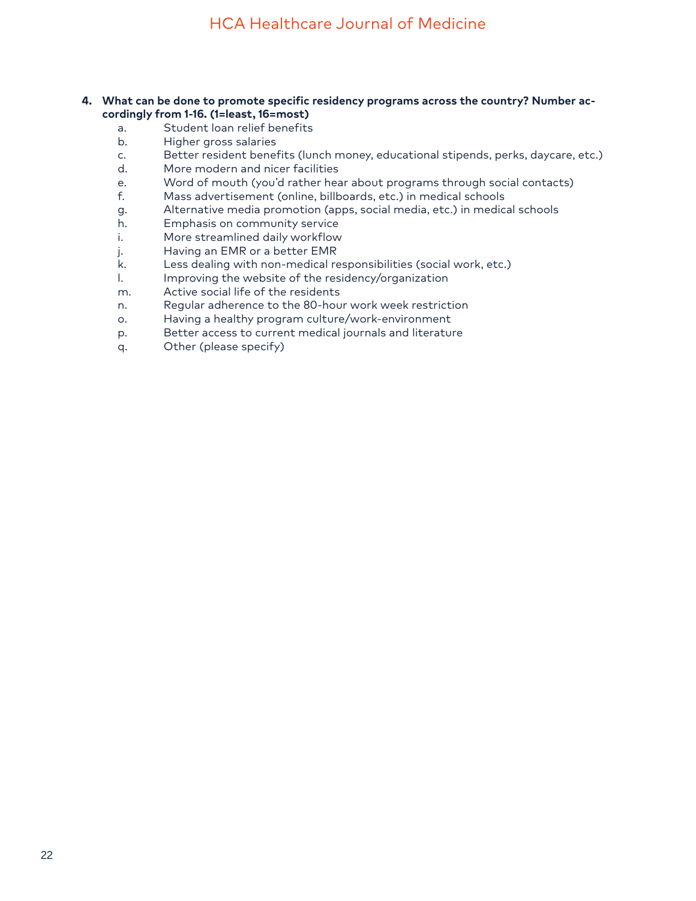**4. What can be done to promote specific residency programs across the country? Number accordingly from 1-16. (1=least, 16=most)**

a. Student loan relief benefits
b. Higher gross salaries
c. Better resident benefits (lunch money, educational stipends, perks, daycare, etc.)
d. More modern and nicer facilities
e. Word of mouth (you'd rather hear about programs through social contacts)
f. Mass advertisement (online, billboards, etc.) in medical schools
g. Alternative media promotion (apps, social media, etc.) in medical schools
h. Emphasis on community service
i. More streamlined daily workflow
j. Having an EMR or a better EMR
k. Less dealing with non-medical responsibilities (social work, etc.)
l. Improving the website of the residency/organization
m. Active social life of the residents
n. Regular adherence to the 80-hour work week restriction
o. Having a healthy program culture/work-environment
p. Better access to current medical journals and literature
q. Other (please specify)